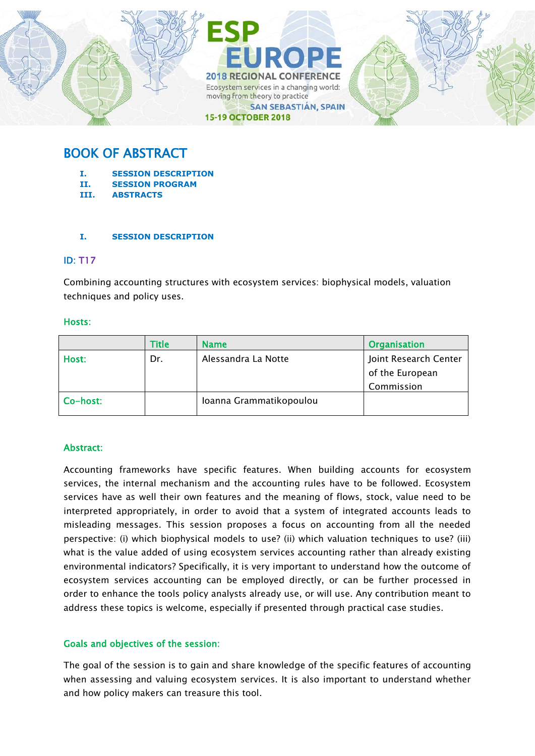ESP EUROPE
2018 REGIONAL CONFERENCE
Ecosystem services in a changing world: moving from theory to practice
SAN SEBASTIÁN, SPAIN
15-19 OCTOBER 2018

# BOOK OF ABSTRACT

I. SESSION DESCRIPTION
II. SESSION PROGRAM
III. ABSTRACTS

## I. SESSION DESCRIPTION

### ID: T17

Combining accounting structures with ecosystem services: biophysical models, valuation techniques and policy uses.

### Hosts:

| | Title | Name | Organisation |
|---|---|---|---|
| Host: | Dr. | Alessandra La Notte | Joint Research Center of the European Commission |
| Co-host: | | Ioanna Grammatikopoulou | |

### Abstract:

Accounting frameworks have specific features. When building accounts for ecosystem services, the internal mechanism and the accounting rules have to be followed. Ecosystem services have as well their own features and the meaning of flows, stock, value need to be interpreted appropriately, in order to avoid that a system of integrated accounts leads to misleading messages. This session proposes a focus on accounting from all the needed perspective: (i) which biophysical models to use? (ii) which valuation techniques to use? (iii) what is the value added of using ecosystem services accounting rather than already existing environmental indicators? Specifically, it is very important to understand how the outcome of ecosystem services accounting can be employed directly, or can be further processed in order to enhance the tools policy analysts already use, or will use. Any contribution meant to address these topics is welcome, especially if presented through practical case studies.

### Goals and objectives of the session:

The goal of the session is to gain and share knowledge of the specific features of accounting when assessing and valuing ecosystem services. It is also important to understand whether and how policy makers can treasure this tool.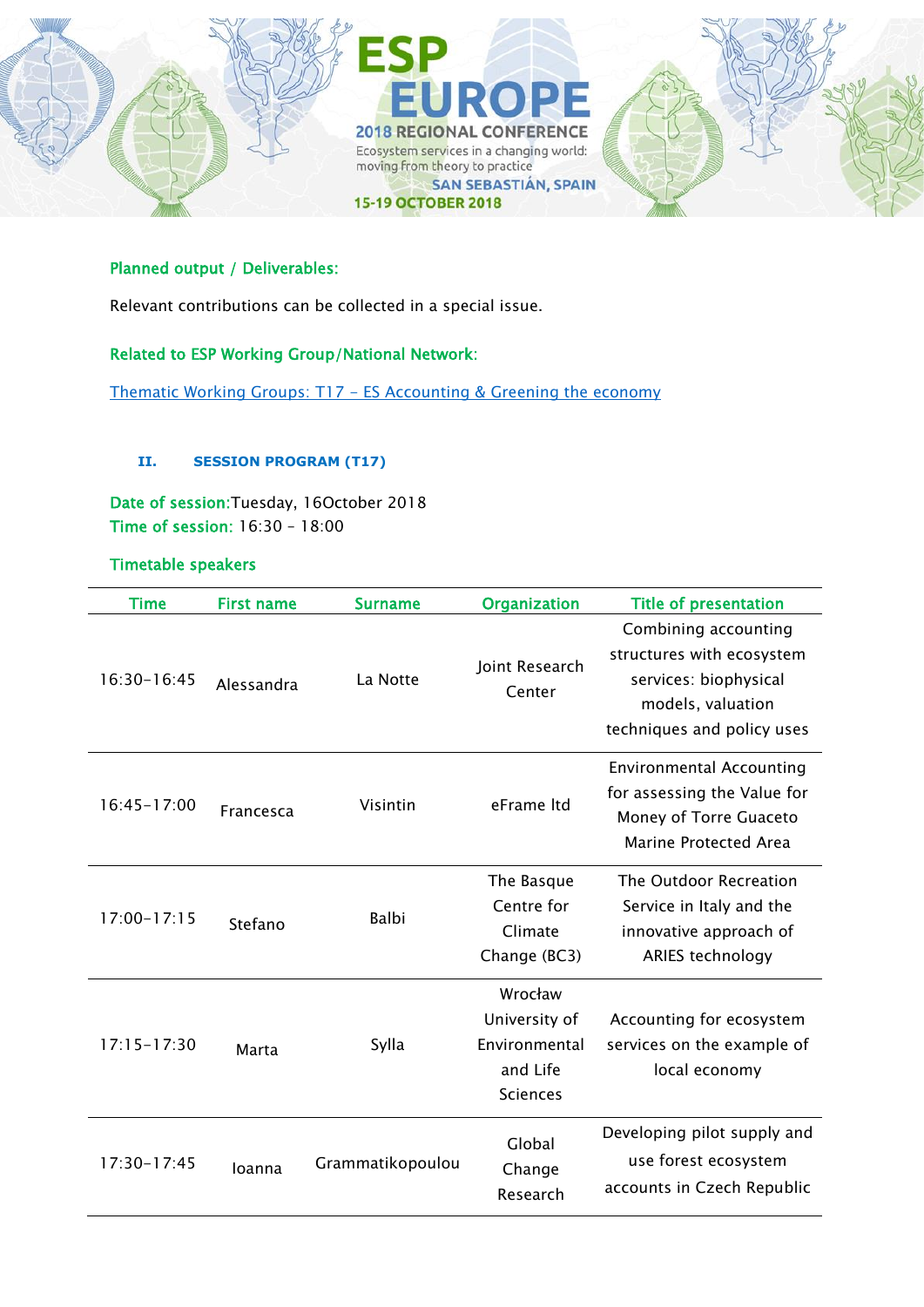**Planned output / Deliverables:**

Relevant contributions can be collected in a special issue.

**Related to ESP Working Group/National Network:**

[Thematic Working Groups: T17 – ES Accounting & Greening the economy]

## II. SESSION PROGRAM (T17)

**Date of session:** Tuesday, 16October 2018
**Time of session:** 16:30 – 18:00

**Timetable speakers**

| Time | First name | Surname | Organization | Title of presentation |
|---|---|---|---|---|
| 16:30-16:45 | Alessandra | La Notte | Joint Research Center | Combining accounting structures with ecosystem services: biophysical models, valuation techniques and policy uses |
| 16:45-17:00 | Francesca | Visintin | eFrame ltd | Environmental Accounting for assessing the Value for Money of Torre Guaceto Marine Protected Area |
| 17:00-17:15 | Stefano | Balbi | The Basque Centre for Climate Change (BC3) | The Outdoor Recreation Service in Italy and the innovative approach of ARIES technology |
| 17:15-17:30 | Marta | Sylla | Wrocław University of Environmental and Life Sciences | Accounting for ecosystem services on the example of local economy |
| 17:30-17:45 | Ioanna | Grammatikopoulou | Global Change Research | Developing pilot supply and use forest ecosystem accounts in Czech Republic |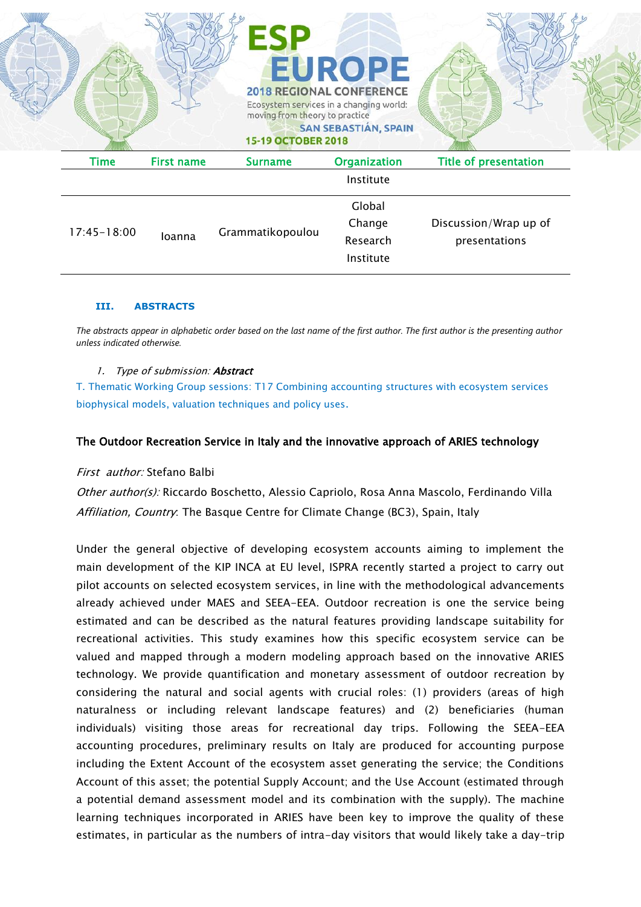| Time | First name | Surname | Organization | Title of presentation |
|---|---|---|---|---|
| | | | Institute | |
| 17:45-18:00 | Ioanna | Grammatikopoulou | Global Change Research Institute | Discussion/Wrap up of presentations |

### III. ABSTRACTS

*The abstracts appear in alphabetic order based on the last name of the first author. The first author is the presenting author unless indicated otherwise.*

1. *Type of submission:* ***Abstract***

T. Thematic Working Group sessions: T17 Combining accounting structures with ecosystem services biophysical models, valuation techniques and policy uses.

### The Outdoor Recreation Service in Italy and the innovative approach of ARIES technology

*First author:* Stefano Balbi

*Other author(s):* Riccardo Boschetto, Alessio Capriolo, Rosa Anna Mascolo, Ferdinando Villa

*Affiliation, Country*: The Basque Centre for Climate Change (BC3), Spain, Italy

Under the general objective of developing ecosystem accounts aiming to implement the main development of the KIP INCA at EU level, ISPRA recently started a project to carry out pilot accounts on selected ecosystem services, in line with the methodological advancements already achieved under MAES and SEEA-EEA. Outdoor recreation is one the service being estimated and can be described as the natural features providing landscape suitability for recreational activities. This study examines how this specific ecosystem service can be valued and mapped through a modern modeling approach based on the innovative ARIES technology. We provide quantification and monetary assessment of outdoor recreation by considering the natural and social agents with crucial roles: (1) providers (areas of high naturalness or including relevant landscape features) and (2) beneficiaries (human individuals) visiting those areas for recreational day trips. Following the SEEA-EEA accounting procedures, preliminary results on Italy are produced for accounting purpose including the Extent Account of the ecosystem asset generating the service; the Conditions Account of this asset; the potential Supply Account; and the Use Account (estimated through a potential demand assessment model and its combination with the supply). The machine learning techniques incorporated in ARIES have been key to improve the quality of these estimates, in particular as the numbers of intra-day visitors that would likely take a day-trip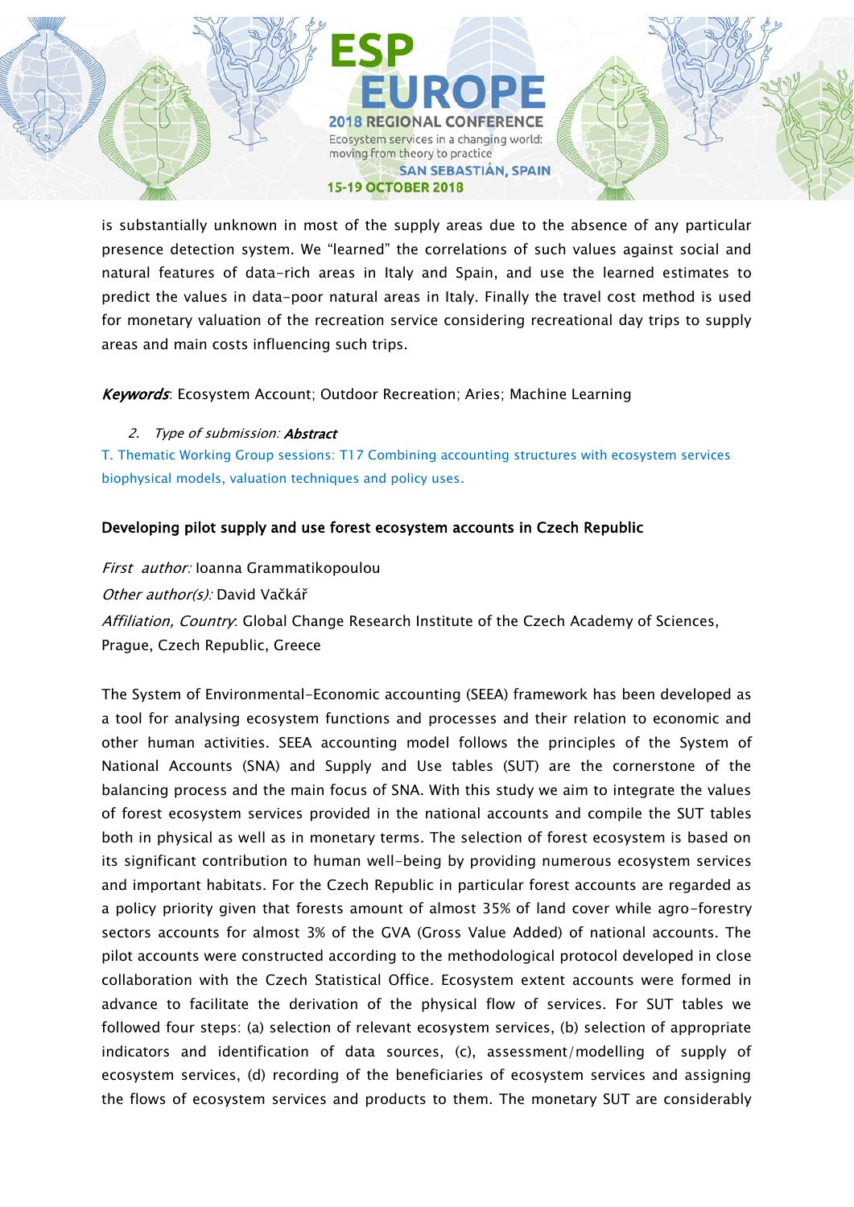is substantially unknown in most of the supply areas due to the absence of any particular presence detection system. We "learned" the correlations of such values against social and natural features of data-rich areas in Italy and Spain, and use the learned estimates to predict the values in data-poor natural areas in Italy. Finally the travel cost method is used for monetary valuation of the recreation service considering recreational day trips to supply areas and main costs influencing such trips.

***Keywords***: Ecosystem Account; Outdoor Recreation; Aries; Machine Learning

2. *Type of submission:* ***Abstract***

T. Thematic Working Group sessions: T17 Combining accounting structures with ecosystem services biophysical models, valuation techniques and policy uses.

**Developing pilot supply and use forest ecosystem accounts in Czech Republic**

*First author:* Ioanna Grammatikopoulou

*Other author(s):* David Vačkář

*Affiliation, Country*: Global Change Research Institute of the Czech Academy of Sciences, Prague, Czech Republic, Greece

The System of Environmental-Economic accounting (SEEA) framework has been developed as a tool for analysing ecosystem functions and processes and their relation to economic and other human activities. SEEA accounting model follows the principles of the System of National Accounts (SNA) and Supply and Use tables (SUT) are the cornerstone of the balancing process and the main focus of SNA. With this study we aim to integrate the values of forest ecosystem services provided in the national accounts and compile the SUT tables both in physical as well as in monetary terms. The selection of forest ecosystem is based on its significant contribution to human well-being by providing numerous ecosystem services and important habitats. For the Czech Republic in particular forest accounts are regarded as a policy priority given that forests amount of almost 35% of land cover while agro-forestry sectors accounts for almost 3% of the GVA (Gross Value Added) of national accounts. The pilot accounts were constructed according to the methodological protocol developed in close collaboration with the Czech Statistical Office. Ecosystem extent accounts were formed in advance to facilitate the derivation of the physical flow of services. For SUT tables we followed four steps: (a) selection of relevant ecosystem services, (b) selection of appropriate indicators and identification of data sources, (c), assessment/modelling of supply of ecosystem services, (d) recording of the beneficiaries of ecosystem services and assigning the flows of ecosystem services and products to them. The monetary SUT are considerably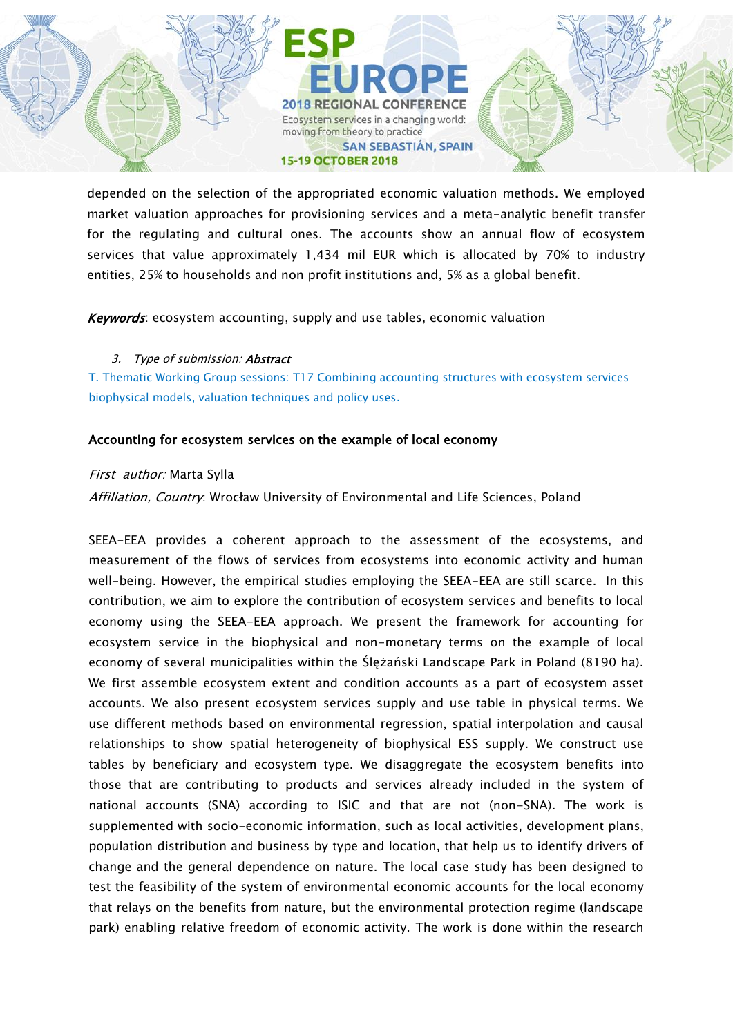depended on the selection of the appropriated economic valuation methods. We employed market valuation approaches for provisioning services and a meta-analytic benefit transfer for the regulating and cultural ones. The accounts show an annual flow of ecosystem services that value approximately 1,434 mil EUR which is allocated by 70% to industry entities, 25% to households and non profit institutions and, 5% as a global benefit.

***Keywords***: ecosystem accounting, supply and use tables, economic valuation

3. *Type of submission:* ***Abstract***

T. Thematic Working Group sessions: T17 Combining accounting structures with ecosystem services biophysical models, valuation techniques and policy uses.

**Accounting for ecosystem services on the example of local economy**

*First author:* Marta Sylla

*Affiliation, Country*: Wrocław University of Environmental and Life Sciences, Poland

SEEA-EEA provides a coherent approach to the assessment of the ecosystems, and measurement of the flows of services from ecosystems into economic activity and human well-being. However, the empirical studies employing the SEEA-EEA are still scarce. In this contribution, we aim to explore the contribution of ecosystem services and benefits to local economy using the SEEA-EEA approach. We present the framework for accounting for ecosystem service in the biophysical and non-monetary terms on the example of local economy of several municipalities within the Ślężański Landscape Park in Poland (8190 ha). We first assemble ecosystem extent and condition accounts as a part of ecosystem asset accounts. We also present ecosystem services supply and use table in physical terms. We use different methods based on environmental regression, spatial interpolation and causal relationships to show spatial heterogeneity of biophysical ESS supply. We construct use tables by beneficiary and ecosystem type. We disaggregate the ecosystem benefits into those that are contributing to products and services already included in the system of national accounts (SNA) according to ISIC and that are not (non-SNA). The work is supplemented with socio-economic information, such as local activities, development plans, population distribution and business by type and location, that help us to identify drivers of change and the general dependence on nature. The local case study has been designed to test the feasibility of the system of environmental economic accounts for the local economy that relays on the benefits from nature, but the environmental protection regime (landscape park) enabling relative freedom of economic activity. The work is done within the research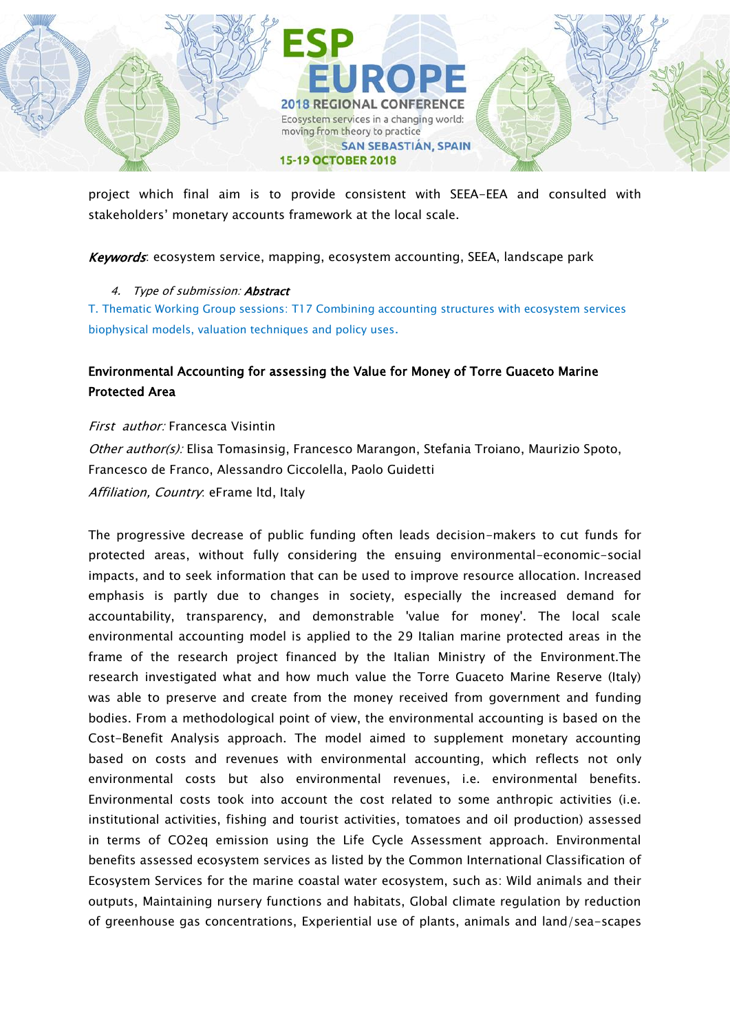project which final aim is to provide consistent with SEEA-EEA and consulted with stakeholders' monetary accounts framework at the local scale.

***Keywords***: ecosystem service, mapping, ecosystem accounting, SEEA, landscape park

4. *Type of submission:* ***Abstract***

T. Thematic Working Group sessions: T17 Combining accounting structures with ecosystem services biophysical models, valuation techniques and policy uses.

**Environmental Accounting for assessing the Value for Money of Torre Guaceto Marine Protected Area**

*First author:* Francesca Visintin

*Other author(s):* Elisa Tomasinsig, Francesco Marangon, Stefania Troiano, Maurizio Spoto, Francesco de Franco, Alessandro Ciccolella, Paolo Guidetti

*Affiliation, Country*: eFrame ltd, Italy

The progressive decrease of public funding often leads decision-makers to cut funds for protected areas, without fully considering the ensuing environmental-economic-social impacts, and to seek information that can be used to improve resource allocation. Increased emphasis is partly due to changes in society, especially the increased demand for accountability, transparency, and demonstrable 'value for money'. The local scale environmental accounting model is applied to the 29 Italian marine protected areas in the frame of the research project financed by the Italian Ministry of the Environment.The research investigated what and how much value the Torre Guaceto Marine Reserve (Italy) was able to preserve and create from the money received from government and funding bodies. From a methodological point of view, the environmental accounting is based on the Cost-Benefit Analysis approach. The model aimed to supplement monetary accounting based on costs and revenues with environmental accounting, which reflects not only environmental costs but also environmental revenues, i.e. environmental benefits. Environmental costs took into account the cost related to some anthropic activities (i.e. institutional activities, fishing and tourist activities, tomatoes and oil production) assessed in terms of $CO_2eq$ emission using the Life Cycle Assessment approach. Environmental benefits assessed ecosystem services as listed by the Common International Classification of Ecosystem Services for the marine coastal water ecosystem, such as: Wild animals and their outputs, Maintaining nursery functions and habitats, Global climate regulation by reduction of greenhouse gas concentrations, Experiential use of plants, animals and land/sea-scapes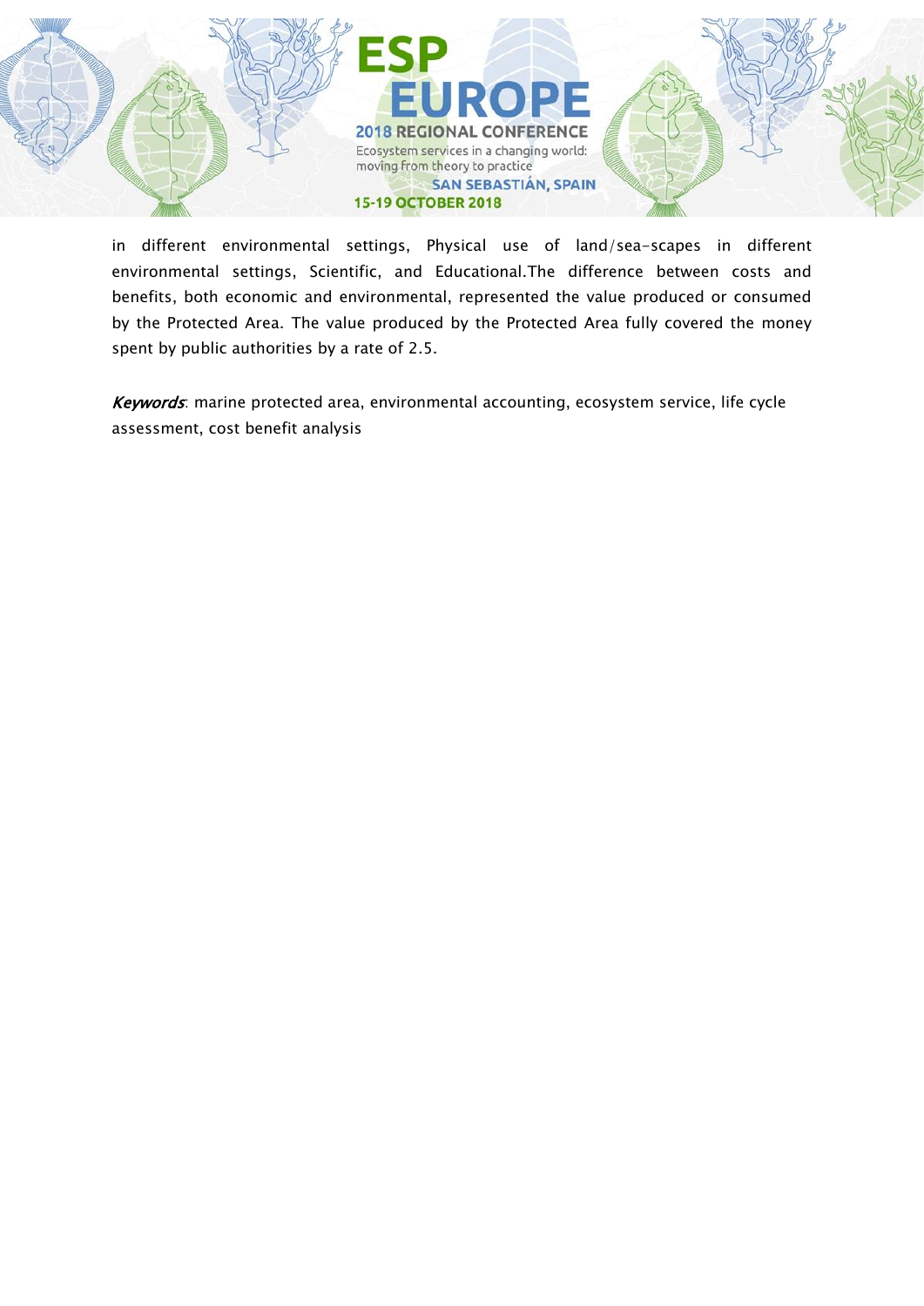in different environmental settings, Physical use of land/sea-scapes in different environmental settings, Scientific, and Educational.The difference between costs and benefits, both economic and environmental, represented the value produced or consumed by the Protected Area. The value produced by the Protected Area fully covered the money spent by public authorities by a rate of 2.5.

*Keywords*: marine protected area, environmental accounting, ecosystem service, life cycle assessment, cost benefit analysis